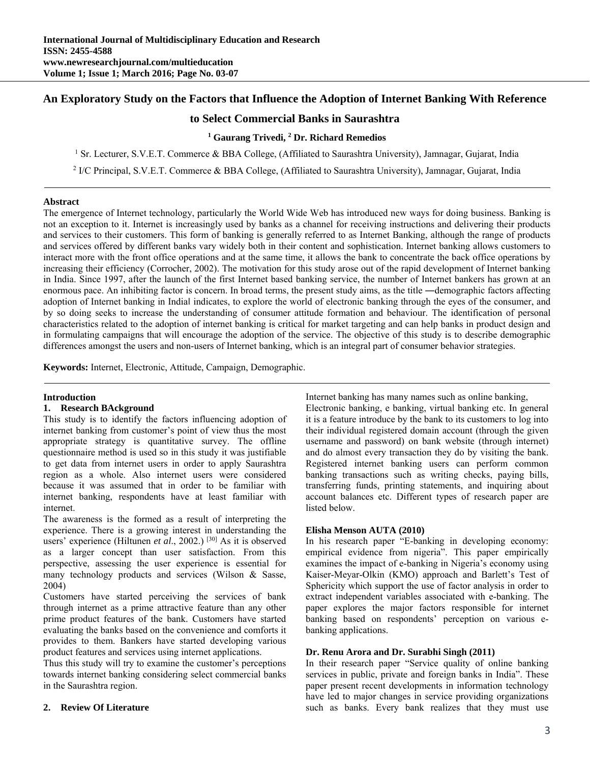# An Exploratory Study on the Factors that Influence the Adoption of Internet Banking With Reference to Select Commercial Banks in Saurashtra

**[1] Gaurang Trivedi, [2] Dr. Richard Remedios**

[1] Sr. Lecturer, S.V.E.T. Commerce & BBA College, (Affiliated to Saurashtra University), Jamnagar, Gujarat, India

[2] I/C Principal, S.V.E.T. Commerce & BBA College, (Affiliated to Saurashtra University), Jamnagar, Gujarat, India

---

**Abstract**

The emergence of Internet technology, particularly the World Wide Web has introduced new ways for doing business. Banking is not an exception to it. Internet is increasingly used by banks as a channel for receiving instructions and delivering their products and services to their customers. This form of banking is generally referred to as Internet Banking, although the range of products and services offered by different banks vary widely both in their content and sophistication. Internet banking allows customers to interact more with the front office operations and at the same time, it allows the bank to concentrate the back office operations by increasing their efficiency (Corrocher, 2002). The motivation for this study arose out of the rapid development of Internet banking in India. Since 1997, after the launch of the first Internet based banking service, the number of Internet bankers has grown at an enormous pace. An inhibiting factor is concern. In broad terms, the present study aims, as the title ―demographic factors affecting adoption of Internet banking in India‖ indicates, to explore the world of electronic banking through the eyes of the consumer, and by so doing seeks to increase the understanding of consumer attitude formation and behaviour. The identification of personal characteristics related to the adoption of internet banking is critical for market targeting and can help banks in product design and in formulating campaigns that will encourage the adoption of the service. The objective of this study is to describe demographic differences amongst the users and non-users of Internet banking, which is an integral part of consumer behavior strategies.

**Keywords:** Internet, Electronic, Attitude, Campaign, Demographic.

---

## Introduction

### 1. Research BAckground

This study is to identify the factors influencing adoption of internet banking from customer's point of view thus the most appropriate strategy is quantitative survey. The offline questionnaire method is used so in this study it was justifiable to get data from internet users in order to apply Saurashtra region as a whole. Also internet users were considered because it was assumed that in order to be familiar with internet banking, respondents have at least familiar with internet.

The awareness is the formed as a result of interpreting the experience. There is a growing interest in understanding the users' experience (Hiltunen *et al*., 2002.) [30] As it is observed as a larger concept than user satisfaction. From this perspective, assessing the user experience is essential for many technology products and services (Wilson & Sasse, 2004)

Customers have started perceiving the services of bank through internet as a prime attractive feature than any other prime product features of the bank. Customers have started evaluating the banks based on the convenience and comforts it provides to them. Bankers have started developing various product features and services using internet applications.

Thus this study will try to examine the customer's perceptions towards internet banking considering select commercial banks in the Saurashtra region.

### 2. Review Of Literature

Internet banking has many names such as online banking, Electronic banking, e banking, virtual banking etc. In general it is a feature introduce by the bank to its customers to log into their individual registered domain account (through the given username and password) on bank website (through internet) and do almost every transaction they do by visiting the bank. Registered internet banking users can perform common banking transactions such as writing checks, paying bills, transferring funds, printing statements, and inquiring about account balances etc. Different types of research paper are listed below.

**Elisha Menson AUTA (2010)**

In his research paper "E-banking in developing economy: empirical evidence from nigeria". This paper empirically examines the impact of e-banking in Nigeria's economy using Kaiser-Meyar-Olkin (KMO) approach and Barlett's Test of Sphericity which support the use of factor analysis in order to extract independent variables associated with e-banking. The paper explores the major factors responsible for internet banking based on respondents' perception on various e-banking applications.

**Dr. Renu Arora and Dr. Surabhi Singh (2011)**

In their research paper "Service quality of online banking services in public, private and foreign banks in India". These paper present recent developments in information technology have led to major changes in service providing organizations such as banks. Every bank realizes that they must use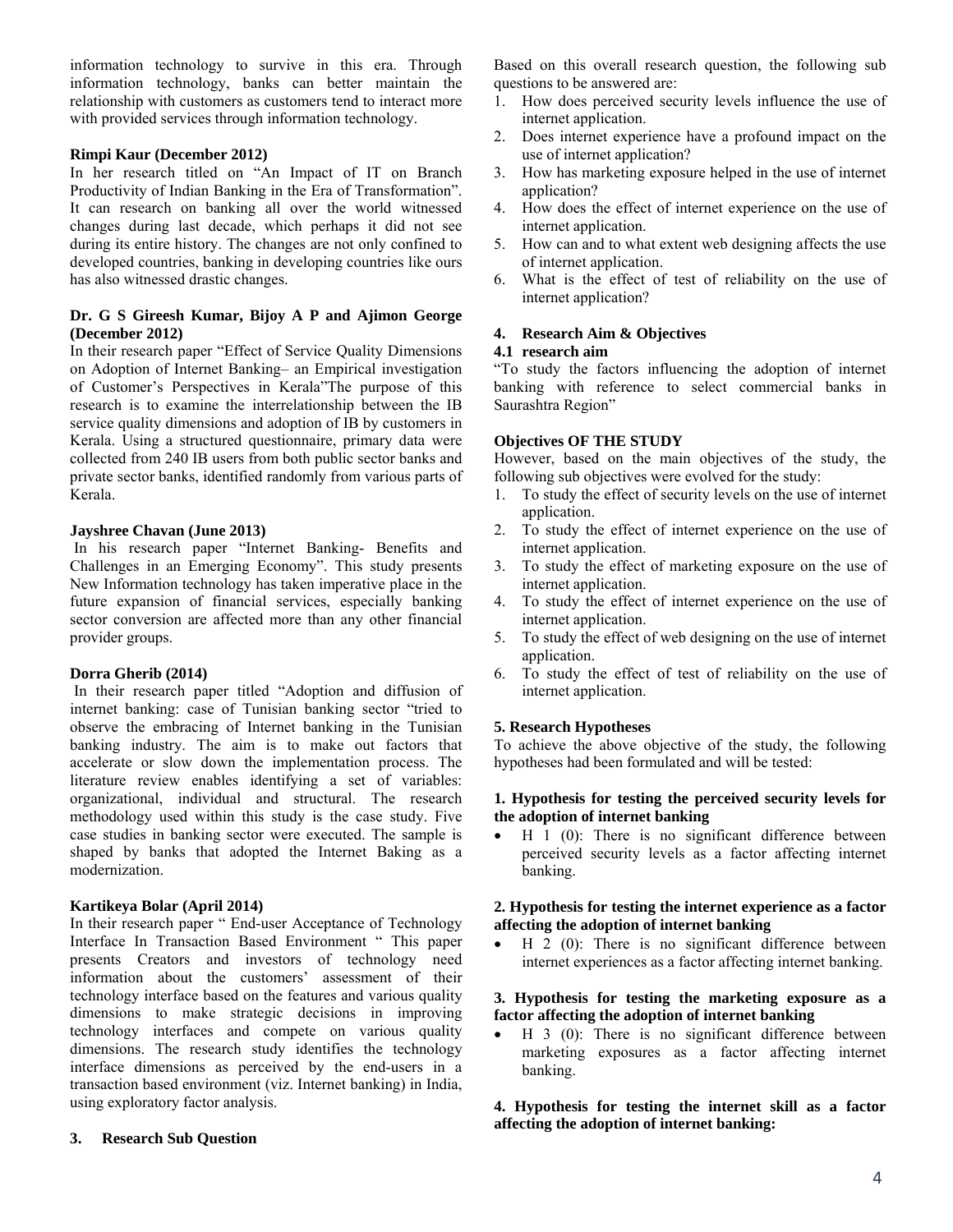information technology to survive in this era. Through information technology, banks can better maintain the relationship with customers as customers tend to interact more with provided services through information technology.

**Rimpi Kaur (December 2012)**

In her research titled on "An Impact of IT on Branch Productivity of Indian Banking in the Era of Transformation". It can research on banking all over the world witnessed changes during last decade, which perhaps it did not see during its entire history. The changes are not only confined to developed countries, banking in developing countries like ours has also witnessed drastic changes.

**Dr. G S Gireesh Kumar, Bijoy A P and Ajimon George (December 2012)**

In their research paper "Effect of Service Quality Dimensions on Adoption of Internet Banking– an Empirical investigation of Customer's Perspectives in Kerala"The purpose of this research is to examine the interrelationship between the IB service quality dimensions and adoption of IB by customers in Kerala. Using a structured questionnaire, primary data were collected from 240 IB users from both public sector banks and private sector banks, identified randomly from various parts of Kerala.

**Jayshree Chavan (June 2013)**

In his research paper "Internet Banking- Benefits and Challenges in an Emerging Economy". This study presents New Information technology has taken imperative place in the future expansion of financial services, especially banking sector conversion are affected more than any other financial provider groups.

**Dorra Gherib (2014)**

In their research paper titled "Adoption and diffusion of internet banking: case of Tunisian banking sector "tried to observe the embracing of Internet banking in the Tunisian banking industry. The aim is to make out factors that accelerate or slow down the implementation process. The literature review enables identifying a set of variables: organizational, individual and structural. The research methodology used within this study is the case study. Five case studies in banking sector were executed. The sample is shaped by banks that adopted the Internet Baking as a modernization.

**Kartikeya Bolar (April 2014)**

In their research paper " End-user Acceptance of Technology Interface In Transaction Based Environment " This paper presents Creators and investors of technology need information about the customers' assessment of their technology interface based on the features and various quality dimensions to make strategic decisions in improving technology interfaces and compete on various quality dimensions. The research study identifies the technology interface dimensions as perceived by the end-users in a transaction based environment (viz. Internet banking) in India, using exploratory factor analysis.

## 3. Research Sub Question

Based on this overall research question, the following sub questions to be answered are:

1. How does perceived security levels influence the use of internet application.
2. Does internet experience have a profound impact on the use of internet application?
3. How has marketing exposure helped in the use of internet application?
4. How does the effect of internet experience on the use of internet application.
5. How can and to what extent web designing affects the use of internet application.
6. What is the effect of test of reliability on the use of internet application?

## 4. Research Aim & Objectives

### 4.1 research aim

"To study the factors influencing the adoption of internet banking with reference to select commercial banks in Saurashtra Region"

### Objectives OF THE STUDY

However, based on the main objectives of the study, the following sub objectives were evolved for the study:

1. To study the effect of security levels on the use of internet application.
2. To study the effect of internet experience on the use of internet application.
3. To study the effect of marketing exposure on the use of internet application.
4. To study the effect of internet experience on the use of internet application.
5. To study the effect of web designing on the use of internet application.
6. To study the effect of test of reliability on the use of internet application.

## 5. Research Hypotheses

To achieve the above objective of the study, the following hypotheses had been formulated and will be tested:

**1. Hypothesis for testing the perceived security levels for the adoption of internet banking**

- H 1 (0): There is no significant difference between perceived security levels as a factor affecting internet banking.

**2. Hypothesis for testing the internet experience as a factor affecting the adoption of internet banking**

- H 2 (0): There is no significant difference between internet experiences as a factor affecting internet banking.

**3. Hypothesis for testing the marketing exposure as a factor affecting the adoption of internet banking**

- H 3 (0): There is no significant difference between marketing exposures as a factor affecting internet banking.

**4. Hypothesis for testing the internet skill as a factor affecting the adoption of internet banking:**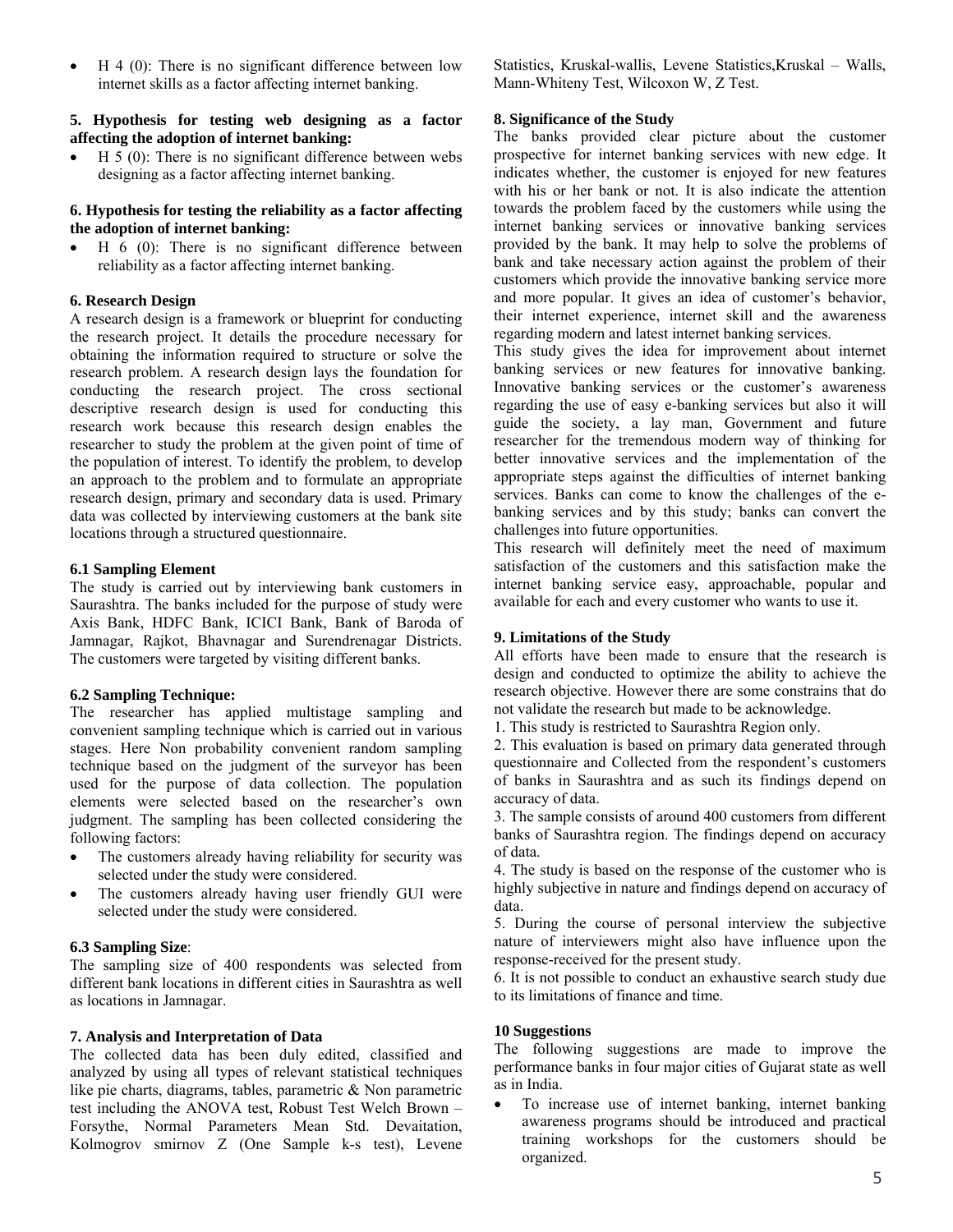- H 4 (0): There is no significant difference between low internet skills as a factor affecting internet banking.

**5. Hypothesis for testing web designing as a factor affecting the adoption of internet banking:**

- H 5 (0): There is no significant difference between webs designing as a factor affecting internet banking.

**6. Hypothesis for testing the reliability as a factor affecting the adoption of internet banking:**

- H 6 (0): There is no significant difference between reliability as a factor affecting internet banking.

### 6. Research Design

A research design is a framework or blueprint for conducting the research project. It details the procedure necessary for obtaining the information required to structure or solve the research problem. A research design lays the foundation for conducting the research project. The cross sectional descriptive research design is used for conducting this research work because this research design enables the researcher to study the problem at the given point of time of the population of interest. To identify the problem, to develop an approach to the problem and to formulate an appropriate research design, primary and secondary data is used. Primary data was collected by interviewing customers at the bank site locations through a structured questionnaire.

### 6.1 Sampling Element

The study is carried out by interviewing bank customers in Saurashtra. The banks included for the purpose of study were Axis Bank, HDFC Bank, ICICI Bank, Bank of Baroda of Jamnagar, Rajkot, Bhavnagar and Surendrenagar Districts. The customers were targeted by visiting different banks.

### 6.2 Sampling Technique:

The researcher has applied multistage sampling and convenient sampling technique which is carried out in various stages. Here Non probability convenient random sampling technique based on the judgment of the surveyor has been used for the purpose of data collection. The population elements were selected based on the researcher's own judgment. The sampling has been collected considering the following factors:

- The customers already having reliability for security was selected under the study were considered.
- The customers already having user friendly GUI were selected under the study were considered.

### 6.3 Sampling Size:

The sampling size of 400 respondents was selected from different bank locations in different cities in Saurashtra as well as locations in Jamnagar.

### 7. Analysis and Interpretation of Data

The collected data has been duly edited, classified and analyzed by using all types of relevant statistical techniques like pie charts, diagrams, tables, parametric & Non parametric test including the ANOVA test, Robust Test Welch Brown – Forsythe, Normal Parameters Mean Std. Devaitation, Kolmogrov smirnov Z (One Sample k-s test), Levene Statistics, Kruskal-wallis, Levene Statistics,Kruskal – Walls, Mann-Whiteny Test, Wilcoxon W, Z Test.

### 8. Significance of the Study

The banks provided clear picture about the customer prospective for internet banking services with new edge. It indicates whether, the customer is enjoyed for new features with his or her bank or not. It is also indicate the attention towards the problem faced by the customers while using the internet banking services or innovative banking services provided by the bank. It may help to solve the problems of bank and take necessary action against the problem of their customers which provide the innovative banking service more and more popular. It gives an idea of customer's behavior, their internet experience, internet skill and the awareness regarding modern and latest internet banking services.

This study gives the idea for improvement about internet banking services or new features for innovative banking. Innovative banking services or the customer's awareness regarding the use of easy e-banking services but also it will guide the society, a lay man, Government and future researcher for the tremendous modern way of thinking for better innovative services and the implementation of the appropriate steps against the difficulties of internet banking services. Banks can come to know the challenges of the e-banking services and by this study; banks can convert the challenges into future opportunities.

This research will definitely meet the need of maximum satisfaction of the customers and this satisfaction make the internet banking service easy, approachable, popular and available for each and every customer who wants to use it.

### 9. Limitations of the Study

All efforts have been made to ensure that the research is design and conducted to optimize the ability to achieve the research objective. However there are some constrains that do not validate the research but made to be acknowledge.

1. This study is restricted to Saurashtra Region only.
2. This evaluation is based on primary data generated through questionnaire and Collected from the respondent's customers of banks in Saurashtra and as such its findings depend on accuracy of data.
3. The sample consists of around 400 customers from different banks of Saurashtra region. The findings depend on accuracy of data.
4. The study is based on the response of the customer who is highly subjective in nature and findings depend on accuracy of data.
5. During the course of personal interview the subjective nature of interviewers might also have influence upon the response-received for the present study.
6. It is not possible to conduct an exhaustive search study due to its limitations of finance and time.

### 10 Suggestions

The following suggestions are made to improve the performance banks in four major cities of Gujarat state as well as in India.

- To increase use of internet banking, internet banking awareness programs should be introduced and practical training workshops for the customers should be organized.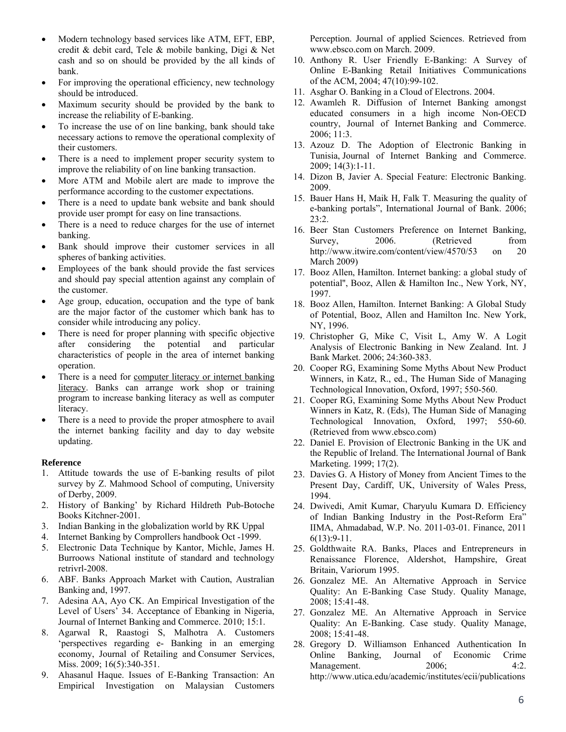- Modern technology based services like ATM, EFT, EBP, credit & debit card, Tele & mobile banking, Digi & Net cash and so on should be provided by the all kinds of bank.
- For improving the operational efficiency, new technology should be introduced.
- Maximum security should be provided by the bank to increase the reliability of E-banking.
- To increase the use of on line banking, bank should take necessary actions to remove the operational complexity of their customers.
- There is a need to implement proper security system to improve the reliability of on line banking transaction.
- More ATM and Mobile alert are made to improve the performance according to the customer expectations.
- There is a need to update bank website and bank should provide user prompt for easy on line transactions.
- There is a need to reduce charges for the use of internet banking.
- Bank should improve their customer services in all spheres of banking activities.
- Employees of the bank should provide the fast services and should pay special attention against any complain of the customer.
- Age group, education, occupation and the type of bank are the major factor of the customer which bank has to consider while introducing any policy.
- There is need for proper planning with specific objective after considering the potential and particular characteristics of people in the area of internet banking operation.
- There is a need for computer literacy or internet banking literacy. Banks can arrange work shop or training program to increase banking literacy as well as computer literacy.
- There is a need to provide the proper atmosphere to avail the internet banking facility and day to day website updating.

**Reference**

1. Attitude towards the use of E-banking results of pilot survey by Z. Mahmood School of computing, University of Derby, 2009.
2. History of Banking' by Richard Hildreth Pub-Botoche Books Kitchner-2001.
3. Indian Banking in the globalization world by RK Uppal
4. Internet Banking by Comprollers handbook Oct -1999.
5. Electronic Data Technique by Kantor, Michle, James H. Burroows National institute of standard and technology retrivrl-2008.
6. ABF. Banks Approach Market with Caution, Australian Banking and, 1997.
7. Adesina AA, Ayo CK. An Empirical Investigation of the Level of Users' 34. Acceptance of Ebanking in Nigeria, Journal of Internet Banking and Commerce. 2010; 15:1.
8. Agarwal R, Raastogi S, Malhotra A. Customers 'perspectives regarding e- Banking in an emerging economy, Journal of Retailing and Consumer Services, Miss. 2009; 16(5):340-351.
9. Ahasanul Haque. Issues of E-Banking Transaction: An Empirical Investigation on Malaysian Customers Perception. Journal of applied Sciences. Retrieved from www.ebsco.com on March. 2009.
10. Anthony R. User Friendly E-Banking: A Survey of Online E-Banking Retail Initiatives Communications of the ACM, 2004; 47(10):99-102.
11. Asghar O. Banking in a Cloud of Electrons. 2004.
12. Awamleh R. Diffusion of Internet Banking amongst educated consumers in a high income Non-OECD country, Journal of Internet Banking and Commerce. 2006; 11:3.
13. Azouz D. The Adoption of Electronic Banking in Tunisia, Journal of Internet Banking and Commerce. 2009; 14(3):1-11.
14. Dizon B, Javier A. Special Feature: Electronic Banking. 2009.
15. Bauer Hans H, Maik H, Falk T. Measuring the quality of e-banking portals", International Journal of Bank. 2006; 23:2.
16. Beer Stan Customers Preference on Internet Banking, Survey, 2006. (Retrieved from http://www.itwire.com/content/view/4570/53 on 20 March 2009)
17. Booz Allen, Hamilton. Internet banking: a global study of potential", Booz, Allen & Hamilton Inc., New York, NY, 1997.
18. Booz Allen, Hamilton. Internet Banking: A Global Study of Potential, Booz, Allen and Hamilton Inc. New York, NY, 1996.
19. Christopher G, Mike C, Visit L, Amy W. A Logit Analysis of Electronic Banking in New Zealand. Int. J Bank Market. 2006; 24:360-383.
20. Cooper RG, Examining Some Myths About New Product Winners, in Katz, R., ed., The Human Side of Managing Technological Innovation, Oxford, 1997; 550-560.
21. Cooper RG, Examining Some Myths About New Product Winners in Katz, R. (Eds), The Human Side of Managing Technological Innovation, Oxford, 1997; 550-60. (Retrieved from www.ebsco.com)
22. Daniel E. Provision of Electronic Banking in the UK and the Republic of Ireland. The International Journal of Bank Marketing. 1999; 17(2).
23. Davies G. A History of Money from Ancient Times to the Present Day, Cardiff, UK, University of Wales Press, 1994.
24. Dwivedi, Amit Kumar, Charyulu Kumara D. Efficiency of Indian Banking Industry in the Post-Reform Era" IIMA, Ahmadabad, W.P. No. 2011-03-01. Finance, 2011 6(13):9-11.
25. Goldthwaite RA. Banks, Places and Entrepreneurs in Renaissance Florence, Aldershot, Hampshire, Great Britain, Variorum 1995.
26. Gonzalez ME. An Alternative Approach in Service Quality: An E-Banking Case Study. Quality Manage, 2008; 15:41-48.
27. Gonzalez ME. An Alternative Approach in Service Quality: An E-Banking. Case study. Quality Manage, 2008; 15:41-48.
28. Gregory D. Williamson Enhanced Authentication In Online Banking, Journal of Economic Crime Management. 2006; 4:2. http://www.utica.edu/academic/institutes/ecii/publications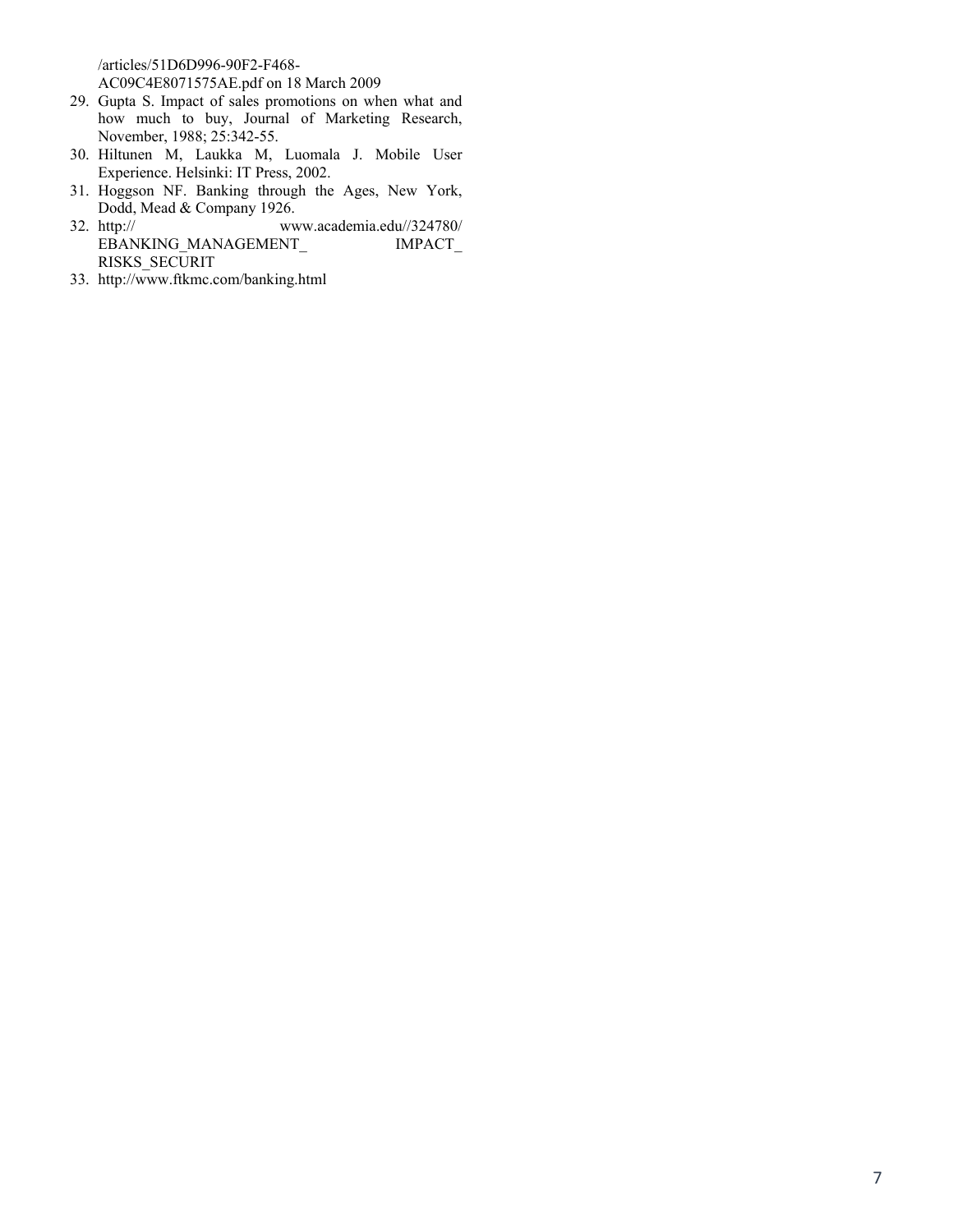/articles/51D6D996-90F2-F468-AC09C4E8071575AE.pdf on 18 March 2009

29. Gupta S. Impact of sales promotions on when what and how much to buy, Journal of Marketing Research, November, 1988; 25:342-55.
30. Hiltunen M, Laukka M, Luomala J. Mobile User Experience. Helsinki: IT Press, 2002.
31. Hoggson NF. Banking through the Ages, New York, Dodd, Mead & Company 1926.
32. http:// www.academia.edu//324780/ EBANKING_MANAGEMENT_ IMPACT_ RISKS_SECURIT
33. http://www.ftkmc.com/banking.html